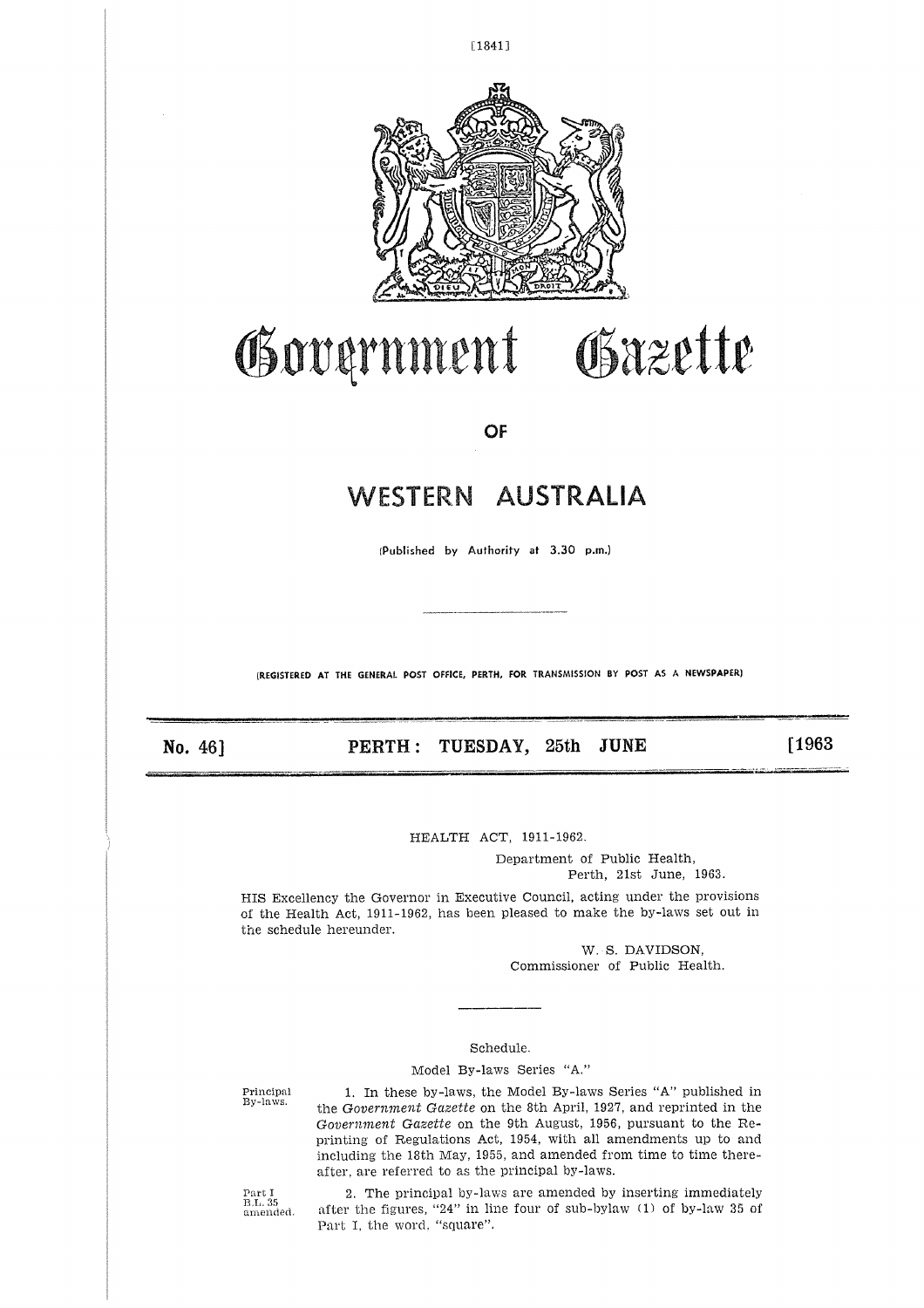# Government Gazette

## OF

# WESTERN AUSTRALIA

(Published by Authority at 3.30 p.m.)

(REGISTERED AT THE GENERAL POST OFFICE, PERTH, FOR TRANSMISSION BY POST AS A NEWSPAPER)

**No. 46] PERTH: TUESDAY, 25th JUNE [1963**

HEALTH ACT, 1911-1962.

Department of Public Health,
Perth, 21st June, 1963.

HIS Excellency the Governor in Executive Council, acting under the provisions of the Health Act, 1911-1962, has been pleased to make the by-laws set out in the schedule hereunder.

W. S. DAVIDSON,
Commissioner of Public Health.

Schedule.

Model By-laws Series "A."

Principal By-laws.

1. In these by-laws, the Model By-laws Series "A" published in the *Government Gazette* on the 8th April, 1927, and reprinted in the *Government Gazette* on the 9th August, 1956, pursuant to the Reprinting of Regulations Act, 1954, with all amendments up to and including the 18th May, 1955, and amended from time to time thereafter, are referred to as the principal by-laws.

Part I B.L. 35 amended.

2. The principal by-laws are amended by inserting immediately after the figures, "24" in line four of sub-bylaw (1) of by-law 35 of Part I, the word, "square".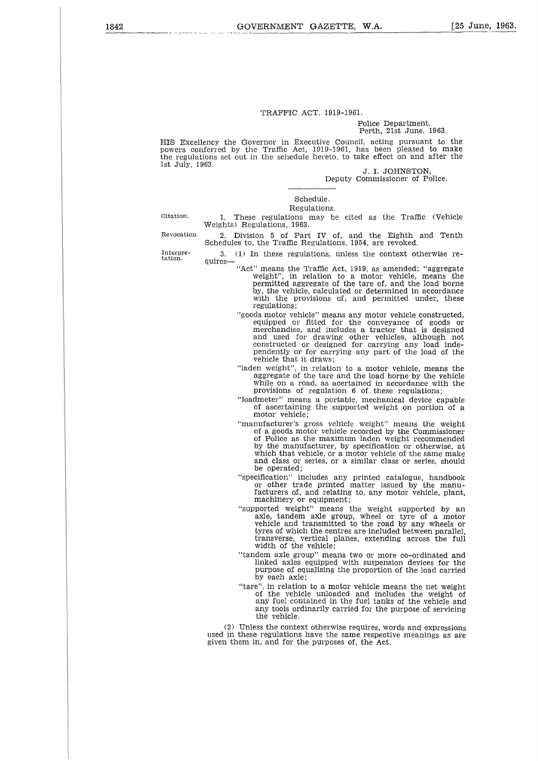TRAFFIC ACT, 1919-1961.

Police Department,
Perth, 21st June, 1963.

HIS Excellency the Governor in Executive Council, acting pursuant to the powers conferred by the Traffic Act, 1919-1961, has been pleased to make the regulations set out in the schedule hereto, to take effect on and after the 1st July, 1963.

J. I. JOHNSTON,
Deputy Commissioner of Police.

Schedule.

Regulations.

Citation.

1. These regulations may be cited as the Traffic (Vehicle Weights) Regulations, 1963.

Revocation.

2. Division 5 of Part IV of, and the Eighth and Tenth Schedules to, the Traffic Regulations, 1954, are revoked.

Interpretation.

3. (1) In these regulations, unless the context otherwise requires—

"Act" means the Traffic Act, 1919, as amended; "aggregate weight", in relation to a motor vehicle, means the permitted aggregate of the tare of, and the load borne by, the vehicle, calculated or determined in accordance with the provisions of, and permitted under, these regulations;

"goods motor vehicle" means any motor vehicle constructed, equipped or fitted for the conveyance of goods or merchandise, and includes a tractor that is designed and used for drawing other vehicles, although not constructed or designed for carrying any load independently or for carrying any part of the load of the vehicle that it draws;

"laden weight", in relation to a motor vehicle, means the aggregate of the tare and the load borne by the vehicle while on a road, as acertained in accordance with the provisions of regulation 6 of these regulations;

"loadmeter" means a portable, mechanical device capable of ascertaining the supported weight on portion of a motor vehicle;

"manufacturer's gross vehicle weight" means the weight of a goods motor vehicle recorded by the Commissioner of Police as the maximum laden weight recommended by the manufacturer, by specification or otherwise, at which that vehicle, or a motor vehicle of the same make and class or series, or a similar class or series, should be operated;

"specification" includes any printed catalogue, handbook or other trade printed matter issued by the manufacturers of, and relating to, any motor vehicle, plant, machinery or equipment;

"supported weight" means the weight supported by an axle, tandem axle group, wheel or tyre of a motor vehicle and transmitted to the road by any wheels or tyres of which the centres are included between parallel, transverse, vertical planes, extending across the full width of the vehicle;

"tandem axle group" means two or more co-ordinated and linked axles equipped with suspension devices for the purpose of equalising the proportion of the load carried by each axle;

"tare", in relation to a motor vehicle means the net weight of the vehicle unloaded and includes the weight of any fuel contained in the fuel tanks of the vehicle and any tools ordinarily carried for the purpose of servicing the vehicle.

(2) Unless the context otherwise requires, words and expressions used in these regulations have the same respective meanings as are given them in, and for the purposes of, the Act.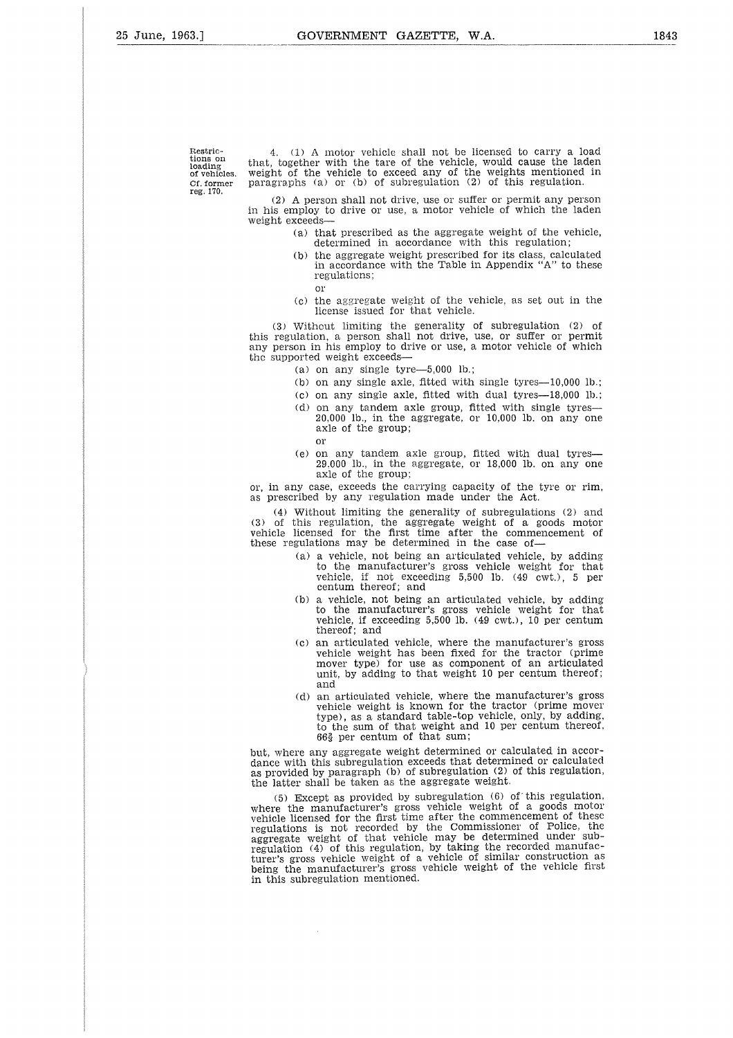Restrictions on loading of vehicles. Cf. former reg. 170.

4. (1) A motor vehicle shall not be licensed to carry a load that, together with the tare of the vehicle, would cause the laden weight of the vehicle to exceed any of the weights mentioned in paragraphs (a) or (b) of subregulation (2) of this regulation.

(2) A person shall not drive, use or suffer or permit any person in his employ to drive or use, a motor vehicle of which the laden weight exceeds—

- (a) that prescribed as the aggregate weight of the vehicle, determined in accordance with this regulation;
- (b) the aggregate weight prescribed for its class, calculated in accordance with the Table in Appendix "A" to these regulations;

  or

- (c) the aggregate weight of the vehicle, as set out in the license issued for that vehicle.

(3) Without limiting the generality of subregulation (2) of this regulation, a person shall not drive, use, or suffer or permit any person in his employ to drive or use, a motor vehicle of which the supported weight exceeds—

- (a) on any single tyre—5,000 lb.;
- (b) on any single axle, fitted with single tyres—10,000 lb.;
- (c) on any single axle, fitted with dual tyres—18,000 lb.;
- (d) on any tandem axle group, fitted with single tyres—20,000 lb., in the aggregate, or 10,000 lb. on any one axle of the group;

  or

- (e) on any tandem axle group, fitted with dual tyres—29,000 lb., in the aggregate, or 18,000 lb. on any one axle of the group;

or, in any case, exceeds the carrying capacity of the tyre or rim, as prescribed by any regulation made under the Act.

(4) Without limiting the generality of subregulations (2) and (3) of this regulation, the aggregate weight of a goods motor vehicle licensed for the first time after the commencement of these regulations may be determined in the case of—

- (a) a vehicle, not being an articulated vehicle, by adding to the manufacturer's gross vehicle weight for that vehicle, if not exceeding 5,500 lb. (49 cwt.), 5 per centum thereof; and
- (b) a vehicle, not being an articulated vehicle, by adding to the manufacturer's gross vehicle weight for that vehicle, if exceeding 5,500 lb. (49 cwt.), 10 per centum thereof; and
- (c) an articulated vehicle, where the manufacturer's gross vehicle weight has been fixed for the tractor (prime mover type) for use as component of an articulated unit, by adding to that weight 10 per centum thereof; and
- (d) an articulated vehicle, where the manufacturer's gross vehicle weight is known for the tractor (prime mover type), as a standard table-top vehicle, only, by adding, to the sum of that weight and 10 per centum thereof, 66⅔ per centum of that sum;

but, where any aggregate weight determined or calculated in accordance with this subregulation exceeds that determined or calculated as provided by paragraph (b) of subregulation (2) of this regulation, the latter shall be taken as the aggregate weight.

(5) Except as provided by subregulation (6) of this regulation, where the manufacturer's gross vehicle weight of a goods motor vehicle licensed for the first time after the commencement of these regulations is not recorded by the Commissioner of Police, the aggregate weight of that vehicle may be determined under subregulation (4) of this regulation, by taking the recorded manufacturer's gross vehicle weight of a vehicle of similar construction as being the manufacturer's gross vehicle weight of the vehicle first in this subregulation mentioned.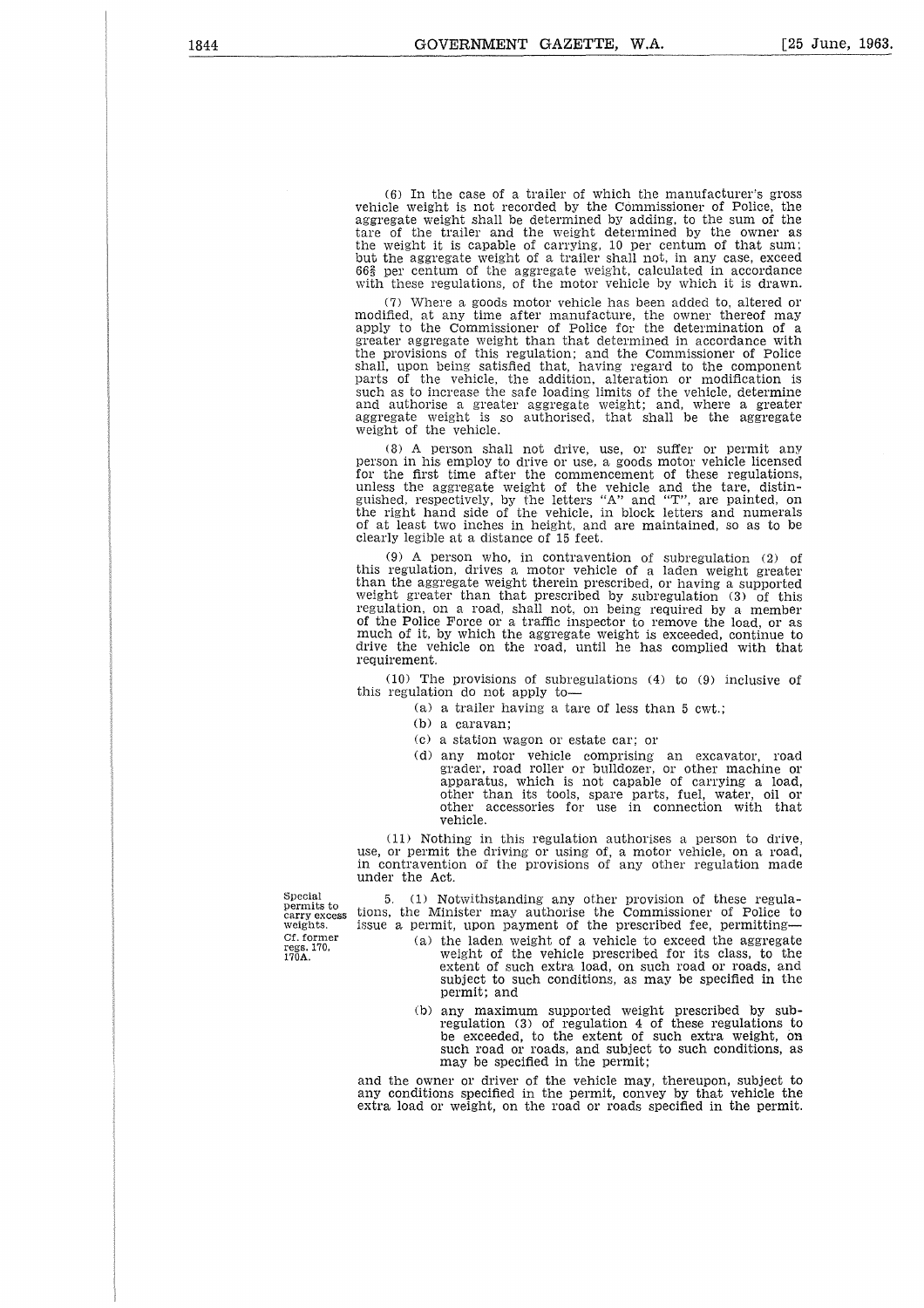(6) In the case of a trailer of which the manufacturer's gross vehicle weight is not recorded by the Commissioner of Police, the aggregate weight shall be determined by adding, to the sum of the tare of the trailer and the weight determined by the owner as the weight it is capable of carrying, 10 per centum of that sum; but the aggregate weight of a trailer shall not, in any case, exceed 66⅔ per centum of the aggregate weight, calculated in accordance with these regulations, of the motor vehicle by which it is drawn.

(7) Where a goods motor vehicle has been added to, altered or modified, at any time after manufacture, the owner thereof may apply to the Commissioner of Police for the determination of a greater aggregate weight than that determined in accordance with the provisions of this regulation; and the Commissioner of Police shall, upon being satisfied that, having regard to the component parts of the vehicle, the addition, alteration or modification is such as to increase the safe loading limits of the vehicle, determine and authorise a greater aggregate weight; and, where a greater aggregate weight is so authorised, that shall be the aggregate weight of the vehicle.

(8) A person shall not drive, use, or suffer or permit any person in his employ to drive or use, a goods motor vehicle licensed for the first time after the commencement of these regulations, unless the aggregate weight of the vehicle and the tare, distinguished, respectively, by the letters "A" and "T", are painted, on the right hand side of the vehicle, in block letters and numerals of at least two inches in height, and are maintained, so as to be clearly legible at a distance of 15 feet.

(9) A person who, in contravention of subregulation (2) of this regulation, drives a motor vehicle of a laden weight greater than the aggregate weight therein prescribed, or having a supported weight greater than that prescribed by subregulation (3) of this regulation, on a road, shall not, on being required by a member of the Police Force or a traffic inspector to remove the load, or as much of it, by which the aggregate weight is exceeded, continue to drive the vehicle on the road, until he has complied with that requirement.

(10) The provisions of subregulations (4) to (9) inclusive of this regulation do not apply to—

(a) a trailer having a tare of less than 5 cwt.;

(b) a caravan;

(c) a station wagon or estate car; or

(d) any motor vehicle comprising an excavator, road grader, road roller or bulldozer, or other machine or apparatus, which is not capable of carrying a load, other than its tools, spare parts, fuel, water, oil or other accessories for use in connection with that vehicle.

(11) Nothing in this regulation authorises a person to drive, use, or permit the driving or using of, a motor vehicle, on a road, in contravention of the provisions of any other regulation made under the Act.

Special permits to carry excess weights. Cf. former regs. 170, 170A.

5. (1) Notwithstanding any other provision of these regulations, the Minister may authorise the Commissioner of Police to issue a permit, upon payment of the prescribed fee, permitting—

(a) the laden weight of a vehicle to exceed the aggregate weight of the vehicle prescribed for its class, to the extent of such extra load, on such road or roads, and subject to such conditions, as may be specified in the permit; and

(b) any maximum supported weight prescribed by subregulation (3) of regulation 4 of these regulations to be exceeded, to the extent of such extra weight, on such road or roads, and subject to such conditions, as may be specified in the permit;

and the owner or driver of the vehicle may, thereupon, subject to any conditions specified in the permit, convey by that vehicle the extra load or weight, on the road or roads specified in the permit.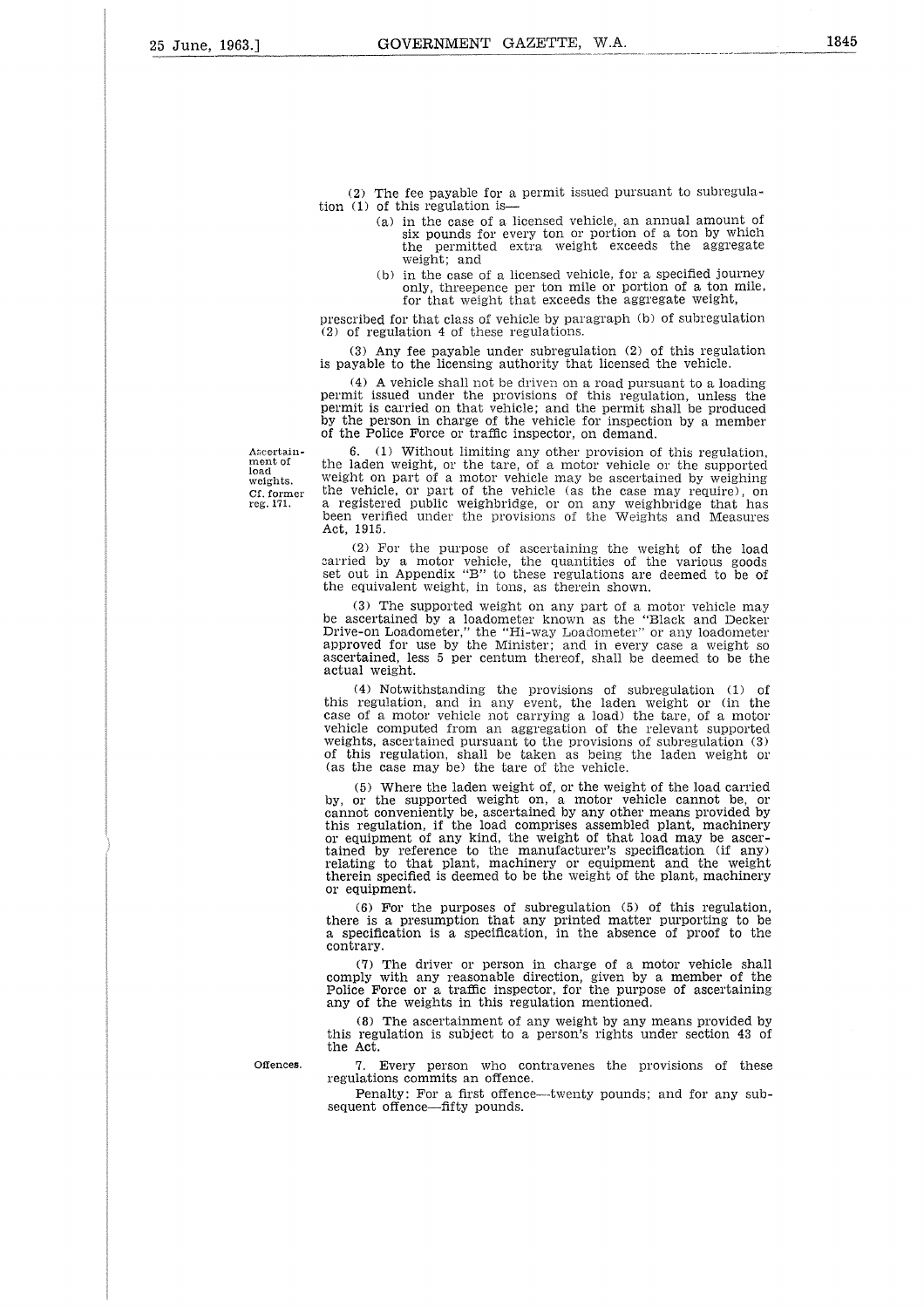(2) The fee payable for a permit issued pursuant to subregulation (1) of this regulation is—

(a) in the case of a licensed vehicle, an annual amount of six pounds for every ton or portion of a ton by which the permitted extra weight exceeds the aggregate weight; and

(b) in the case of a licensed vehicle, for a specified journey only, threepence per ton mile or portion of a ton mile, for that weight that exceeds the aggregate weight,

prescribed for that class of vehicle by paragraph (b) of subregulation (2) of regulation 4 of these regulations.

(3) Any fee payable under subregulation (2) of this regulation is payable to the licensing authority that licensed the vehicle.

(4) A vehicle shall not be driven on a road pursuant to a loading permit issued under the provisions of this regulation, unless the permit is carried on that vehicle; and the permit shall be produced by the person in charge of the vehicle for inspection by a member of the Police Force or traffic inspector, on demand.

*Ascertainment of load weights. Cf. former reg. 171.*

6. (1) Without limiting any other provision of this regulation, the laden weight, or the tare, of a motor vehicle or the supported weight on part of a motor vehicle may be ascertained by weighing the vehicle, or part of the vehicle (as the case may require), on a registered public weighbridge, or on any weighbridge that has been verified under the provisions of the Weights and Measures Act, 1915.

(2) For the purpose of ascertaining the weight of the load carried by a motor vehicle, the quantities of the various goods set out in Appendix "B" to these regulations are deemed to be of the equivalent weight, in tons, as therein shown.

(3) The supported weight on any part of a motor vehicle may be ascertained by a loadometer known as the "Black and Decker Drive-on Loadometer," the "Hi-way Loadometer" or any loadometer approved for use by the Minister; and in every case a weight so ascertained, less 5 per centum thereof, shall be deemed to be the actual weight.

(4) Notwithstanding the provisions of subregulation (1) of this regulation, and in any event, the laden weight or (in the case of a motor vehicle not carrying a load) the tare, of a motor vehicle computed from an aggregation of the relevant supported weights, ascertained pursuant to the provisions of subregulation (3) of this regulation, shall be taken as being the laden weight or (as the case may be) the tare of the vehicle.

(5) Where the laden weight of, or the weight of the load carried by, or the supported weight on, a motor vehicle cannot be, or cannot conveniently be, ascertained by any other means provided by this regulation, if the load comprises assembled plant, machinery or equipment of any kind, the weight of that load may be ascertained by reference to the manufacturer's specification (if any) relating to that plant, machinery or equipment and the weight therein specified is deemed to be the weight of the plant, machinery or equipment.

(6) For the purposes of subregulation (5) of this regulation, there is a presumption that any printed matter purporting to be a specification is a specification, in the absence of proof to the contrary.

(7) The driver or person in charge of a motor vehicle shall comply with any reasonable direction, given by a member of the Police Force or a traffic inspector, for the purpose of ascertaining any of the weights in this regulation mentioned.

(8) The ascertainment of any weight by any means provided by this regulation is subject to a person's rights under section 43 of the Act.

*Offences.*

7. Every person who contravenes the provisions of these regulations commits an offence.

Penalty: For a first offence—twenty pounds; and for any subsequent offence—fifty pounds.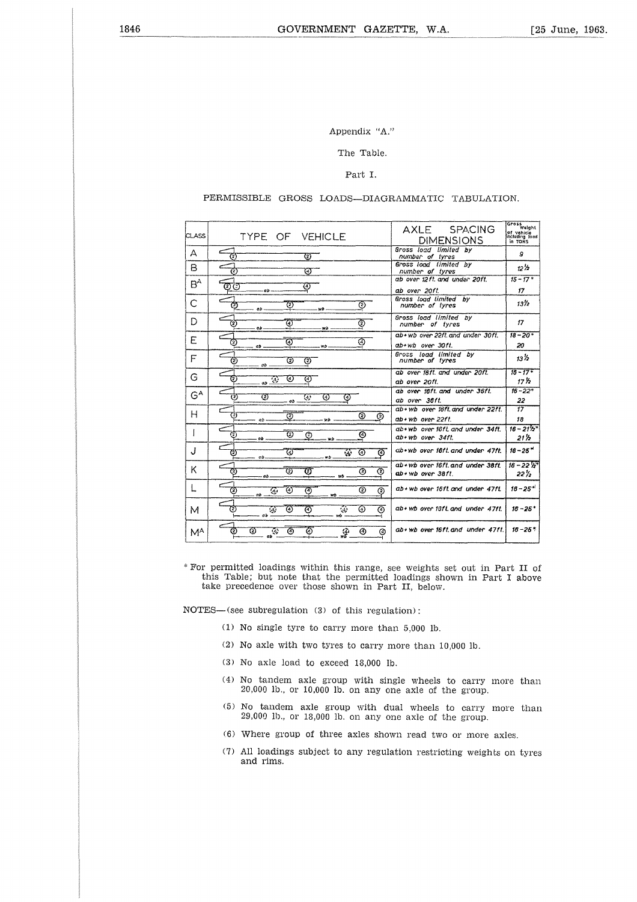Appendix "A."

The Table.

Part I.

PERMISSIBLE GROSS LOADS—DIAGRAMMATIC TABULATION.

| CLASS | TYPE OF VEHICLE | AXLE SPACING DIMENSIONS | Gross Weight of vehicle including load in TONS |
|---|---|---|---|
| A | | Gross load limited by number of tyres | 9 |
| B | | Gross load limited by number of tyres | 12½ |
| B^A | | ab over 12 ft. and under 20 ft. | 15–17* |
| | | ab over 20 ft. | 17 |
| C | | Gross load limited by number of tyres | 13½ |
| D | | Gross load limited by number of tyres | 17 |
| E | | ab + wb over 22 ft. and under 30 ft. | 18–20* |
| | | ab + wb over 30 ft. | 20 |
| F | | Gross load limited by number of tyres | 13½ |
| G | | ab over 16 ft. and under 20 ft. | 16–17* |
| | | ab over 20 ft. | 17½ |
| G^A | | ab over 16 ft. and under 36 ft. | 16–22* |
| | | ab over 36 ft. | 22 |
| H | | ab + wb over 16 ft. and under 22 ft. | 17 |
| | | ab + wb over 22 ft. | 18 |
| I | | ab + wb over 16 ft. and under 34 ft. | 16–21½* |
| | | ab + wb over 34 ft. | 21½ |
| J | | ab + wb over 16 ft. and under 47 ft. | 16–25* |
| K | | ab + wb over 16 ft. and under 38 ft. | 16–22½* |
| | | ab + wb over 38 ft. | 22½ |
| L | | ab + wb over 16 ft. and under 47 ft. | 16–25* |
| M | | ab + wb over 16 ft. and under 47 ft. | 16–25* |
| M^A | | ab + wb over 16 ft. and under 47 ft. | 16–25* |

\* For permitted loadings within this range, see weights set out in Part II of this Table; but note that the permitted loadings shown in Part I above take precedence over those shown in Part II, below.

NOTES—(see subregulation (3) of this regulation):

(1) No single tyre to carry more than 5,000 lb.

(2) No axle with two tyres to carry more than 10,000 lb.

(3) No axle load to exceed 18,000 lb.

(4) No tandem axle group with single wheels to carry more than 20,000 lb., or 10,000 lb. on any one axle of the group.

(5) No tandem axle group with dual wheels to carry more than 29,000 lb., or 18,000 lb. on any one axle of the group.

(6) Where group of three axles shown read two or more axles.

(7) All loadings subject to any regulation restricting weights on tyres and rims.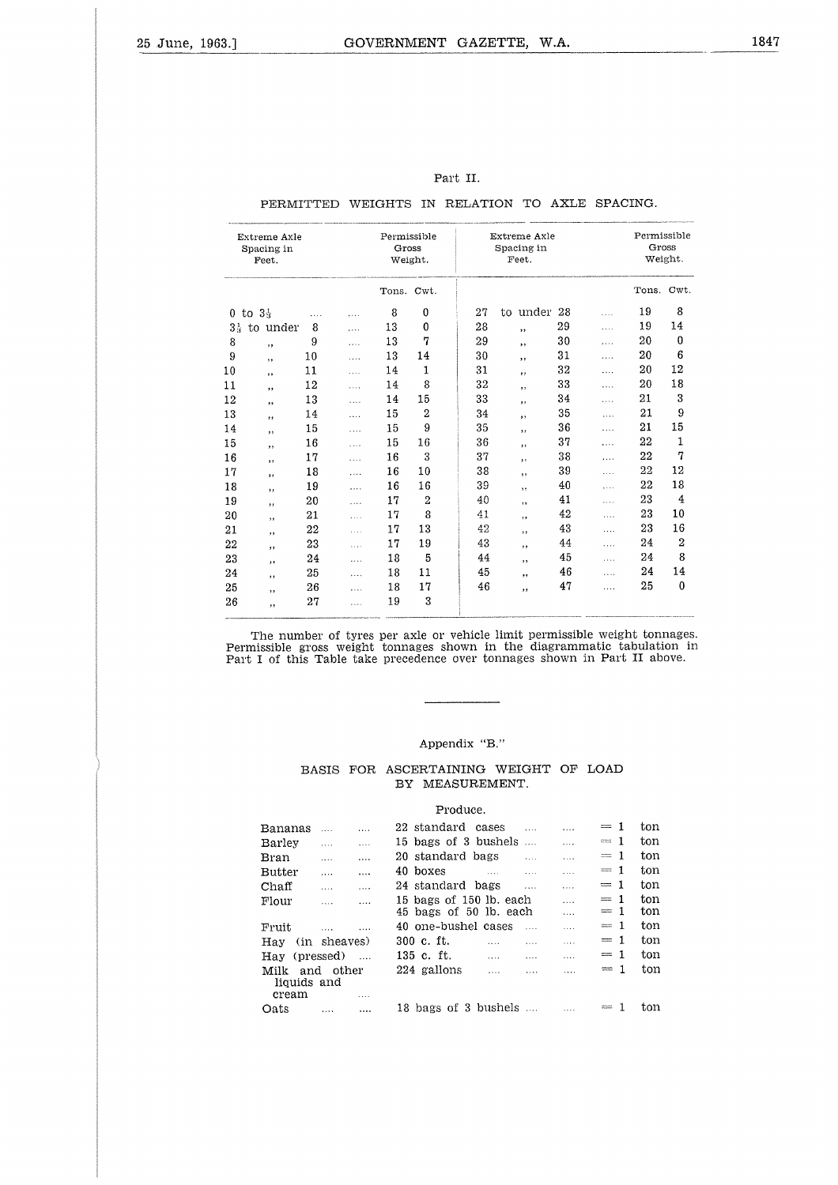Part II.

PERMITTED WEIGHTS IN RELATION TO AXLE SPACING.

| Extreme Axle Spacing in Feet. | Permissible Gross Weight. | | Extreme Axle Spacing in Feet. | Permissible Gross Weight. | |
|---|---|---|---|---|---|
| | Tons. | Cwt. | | Tons. | Cwt. |
| 0 to 3⅓ | 8 | 0 | 27 to under 28 | 19 | 8 |
| 3⅓ to under 8 | 13 | 0 | 28 ,, 29 | 19 | 14 |
| 8 ,, 9 | 13 | 7 | 29 ,, 30 | 20 | 0 |
| 9 ,, 10 | 13 | 14 | 30 ,, 31 | 20 | 6 |
| 10 ,, 11 | 14 | 1 | 31 ,, 32 | 20 | 12 |
| 11 ,, 12 | 14 | 8 | 32 ,, 33 | 20 | 18 |
| 12 ,, 13 | 14 | 15 | 33 ,, 34 | 21 | 3 |
| 13 ,, 14 | 15 | 2 | 34 ,, 35 | 21 | 9 |
| 14 ,, 15 | 15 | 9 | 35 ,, 36 | 21 | 15 |
| 15 ,, 16 | 15 | 16 | 36 ,, 37 | 22 | 1 |
| 16 ,, 17 | 16 | 3 | 37 ,, 38 | 22 | 7 |
| 17 ,, 18 | 16 | 10 | 38 ,, 39 | 22 | 12 |
| 18 ,, 19 | 16 | 16 | 39 ,, 40 | 22 | 18 |
| 19 ,, 20 | 17 | 2 | 40 ,, 41 | 23 | 4 |
| 20 ,, 21 | 17 | 8 | 41 ,, 42 | 23 | 10 |
| 21 ,, 22 | 17 | 13 | 42 ,, 43 | 23 | 16 |
| 22 ,, 23 | 17 | 19 | 43 ,, 44 | 24 | 2 |
| 23 ,, 24 | 18 | 5 | 44 ,, 45 | 24 | 8 |
| 24 ,, 25 | 18 | 11 | 45 ,, 46 | 24 | 14 |
| 25 ,, 26 | 18 | 17 | 46 ,, 47 | 25 | 0 |
| 26 ,, 27 | 19 | 3 | | | |

The number of tyres per axle or vehicle limit permissible weight tonnages. Permissible gross weight tonnages shown in the diagrammatic tabulation in Part I of this Table take precedence over tonnages shown in Part II above.

---

Appendix "B."

BASIS FOR ASCERTAINING WEIGHT OF LOAD BY MEASUREMENT.

Produce.

| | | |
|---|---|---|
| Bananas | 22 standard cases | = 1 ton |
| Barley | 15 bags of 3 bushels | = 1 ton |
| Bran | 20 standard bags | = 1 ton |
| Butter | 40 boxes | = 1 ton |
| Chaff | 24 standard bags | = 1 ton |
| Flour | 15 bags of 150 lb. each | = 1 ton |
| | 45 bags of 50 lb. each | = 1 ton |
| Fruit | 40 one-bushel cases | = 1 ton |
| Hay (in sheaves) | 300 c. ft. | = 1 ton |
| Hay (pressed) | 135 c. ft. | = 1 ton |
| Milk and other liquids and cream | 224 gallons | = 1 ton |
| Oats | 18 bags of 3 bushels | = 1 ton |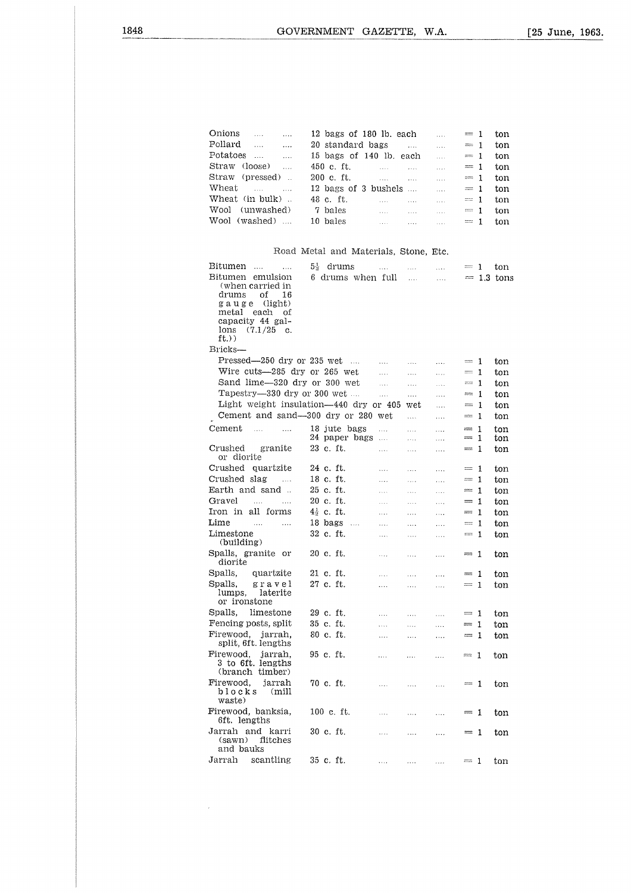| | | |
|---|---|---|
| Onions | 12 bags of 180 lb. each | = 1 ton |
| Pollard | 20 standard bags | = 1 ton |
| Potatoes | 15 bags of 140 lb. each | = 1 ton |
| Straw (loose) | 450 c. ft. | = 1 ton |
| Straw (pressed) | 200 c. ft. | = 1 ton |
| Wheat | 12 bags of 3 bushels | = 1 ton |
| Wheat (in bulk) | 48 c. ft. | = 1 ton |
| Wool (unwashed) | 7 bales | = 1 ton |
| Wool (washed) | 10 bales | = 1 ton |

Road Metal and Materials, Stone, Etc.

| | | |
|---|---|---|
| Bitumen | 5½ drums | = 1 ton |
| Bitumen emulsion (when carried in drums of 16 gauge (light) metal each of capacity 44 gallons (7.1/25 c. ft.)) | 6 drums when full | = 1.3 tons |
| Bricks— | | |
| Pressed—250 dry or 235 wet | | = 1 ton |
| Wire cuts—285 dry or 265 wet | | = 1 ton |
| Sand lime—320 dry or 300 wet | | = 1 ton |
| Tapestry—330 dry or 300 wet | | = 1 ton |
| Light weight insulation—440 dry or 405 wet | | = 1 ton |
| Cement and sand—300 dry or 280 wet | | = 1 ton |
| Cement | 18 jute bags | = 1 ton |
| | 24 paper bags | = 1 ton |
| Crushed granite or diorite | 23 c. ft. | = 1 ton |
| Crushed quartzite | 24 c. ft. | = 1 ton |
| Crushed slag | 18 c. ft. | = 1 ton |
| Earth and sand | 25 c. ft. | = 1 ton |
| Gravel | 20 c. ft. | = 1 ton |
| Iron in all forms | 4½ c. ft. | = 1 ton |
| Lime | 18 bags | = 1 ton |
| Limestone (building) | 32 c. ft. | = 1 ton |
| Spalls, granite or diorite | 20 c. ft. | = 1 ton |
| Spalls, quartzite | 21 c. ft. | = 1 ton |
| Spalls, gravel lumps, laterite or ironstone | 27 c. ft. | = 1 ton |
| Spalls, limestone | 29 c. ft. | = 1 ton |
| Fencing posts, split | 35 c. ft. | = 1 ton |
| Firewood, jarrah, split, 6ft. lengths | 80 c. ft. | = 1 ton |
| Firewood, jarrah, 3 to 6ft. lengths (branch timber) | 95 c. ft. | = 1 ton |
| Firewood, jarrah blocks (mill waste) | 70 c. ft. | = 1 ton |
| Firewood, banksia, 6ft. lengths | 100 c. ft. | = 1 ton |
| Jarrah and karri (sawn) flitches and bauks | 30 c. ft. | = 1 ton |
| Jarrah scantling | 35 c. ft. | = 1 ton |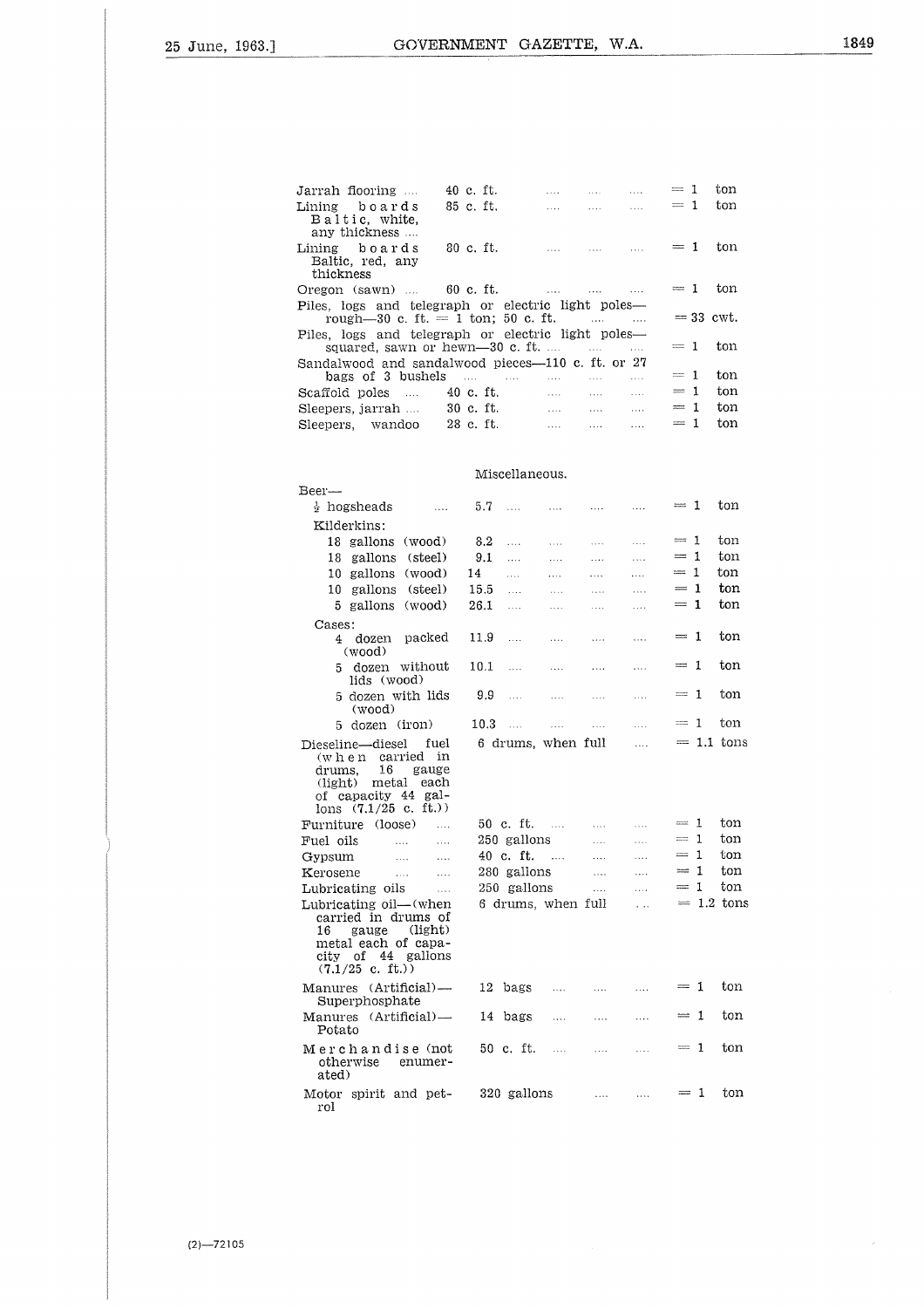| | | |
|---|---|---|
| Jarrah flooring .... | 40 c. ft. .... .... .... | = 1 ton |
| Lining boards Baltic, white, any thickness .... | 85 c. ft. .... .... .... | = 1 ton |
| Lining boards Baltic, red, any thickness | 80 c. ft. .... .... .... | = 1 ton |
| Oregon (sawn) .... | 60 c. ft. .... .... .... | = 1 ton |
| Piles, logs and telegraph or electric light poles—rough—30 c. ft. = 1 ton; 50 c. ft. .... .... | | = 33 cwt. |
| Piles, logs and telegraph or electric light poles—squared, sawn or hewn—30 c. ft. .... .... .... | | = 1 ton |
| Sandalwood and sandalwood pieces—110 c. ft. or 27 bags of 3 bushels .... .... .... .... .... | | = 1 ton |
| Scaffold poles .... | 40 c. ft. .... .... .... | = 1 ton |
| Sleepers, jarrah .... | 30 c. ft. .... .... .... | = 1 ton |
| Sleepers, wandoo | 28 c. ft. .... .... .... | = 1 ton |

Miscellaneous.

| | | |
|---|---|---|
| Beer— | | |
| ½ hogsheads .... | 5.7 .... .... .... .... | = 1 ton |
| Kilderkins: | | |
| 18 gallons (wood) | 8.2 .... .... .... .... | = 1 ton |
| 18 gallons (steel) | 9.1 .... .... .... .... | = 1 ton |
| 10 gallons (wood) | 14 .... .... .... .... | = 1 ton |
| 10 gallons (steel) | 15.5 .... .... .... .... | = 1 ton |
| 5 gallons (wood) | 26.1 .... .... .... .... | = 1 ton |
| Cases: | | |
| 4 dozen packed (wood) | 11.9 .... .... .... .... | = 1 ton |
| 5 dozen without lids (wood) | 10.1 .... .... .... .... | = 1 ton |
| 5 dozen with lids (wood) | 9.9 .... .... .... .... | = 1 ton |
| 5 dozen (iron) | 10.3 .... .... .... .... | = 1 ton |
| Dieseline—diesel fuel (when carried in drums, 16 gauge (light) metal each of capacity 44 gallons (7.1/25 c. ft.)) | 6 drums, when full .... | = 1.1 tons |
| Furniture (loose) .... | 50 c. ft. .... .... .... | = 1 ton |
| Fuel oils .... .... | 250 gallons .... .... | = 1 ton |
| Gypsum .... .... | 40 c. ft. .... .... .... | = 1 ton |
| Kerosene .... .... | 280 gallons .... .... | = 1 ton |
| Lubricating oils .... | 250 gallons .... .... | = 1 ton |
| Lubricating oil—(when carried in drums of 16 gauge (light) metal each of capacity of 44 gallons (7.1/25 c. ft.)) | 6 drums, when full ... | = 1.2 tons |
| Manures (Artificial)—Superphosphate | 12 bags .... .... .... | = 1 ton |
| Manures (Artificial)—Potato | 14 bags .... .... .... | = 1 ton |
| Merchandise (not otherwise enumerated) | 50 c. ft. .... .... .... | = 1 ton |
| Motor spirit and petrol | 320 gallons .... .... | = 1 ton |

(2)—72105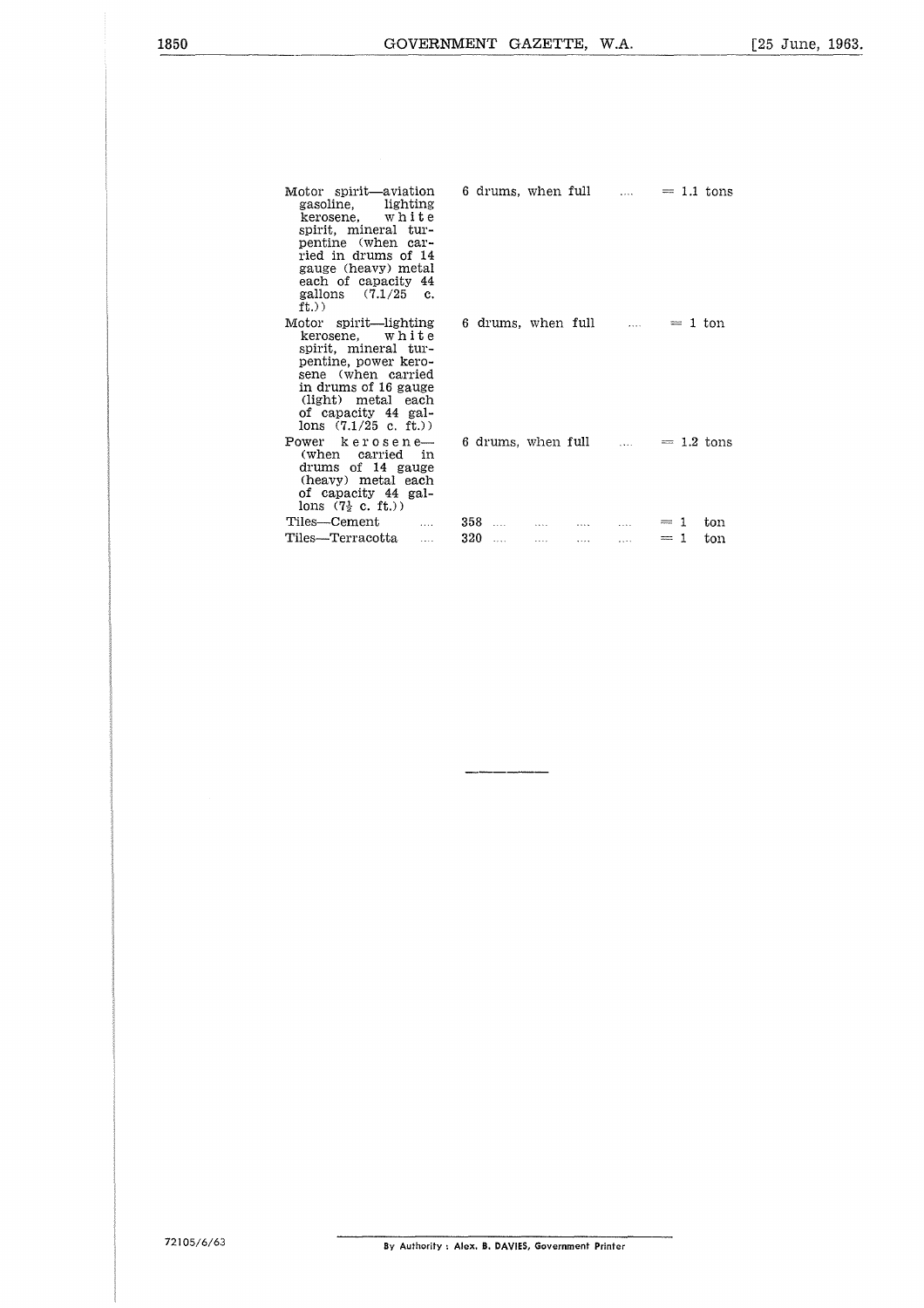| | | |
|---|---|---|
| Motor spirit—aviation gasoline, lighting kerosene, white spirit, mineral turpentine (when carried in drums of 14 gauge (heavy) metal each of capacity 44 gallons (7.1/25 c. ft.)) | 6 drums, when full .... | = 1.1 tons |
| Motor spirit—lighting kerosene, white spirit, mineral turpentine, power kerosene (when carried in drums of 16 gauge (light) metal each of capacity 44 gallons (7.1/25 c. ft.)) | 6 drums, when full .... | = 1 ton |
| Power kerosene—(when carried in drums of 14 gauge (heavy) metal each of capacity 44 gallons (7½ c. ft.)) | 6 drums, when full .... | = 1.2 tons |
| Tiles—Cement .... | 358 .... .... .... .... | = 1 ton |
| Tiles—Terracotta .... | 320 .... .... .... .... | = 1 ton |

---

72105/6/63

By Authority: Alex. B. DAVIES, Government Printer